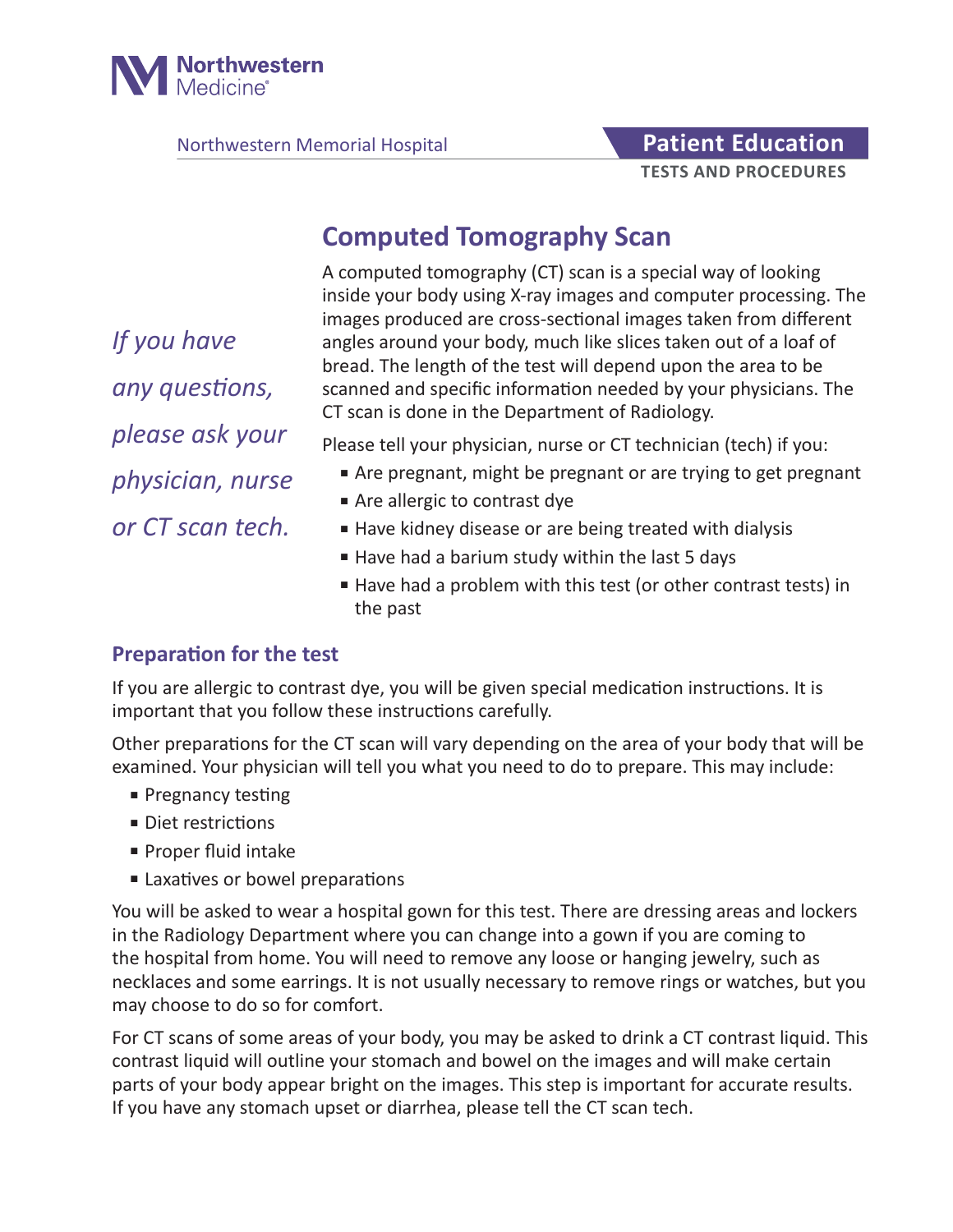Northwestern Medicine

Northwestern Memorial Hospital

**Patient Education**

**TESTS AND PROCEDURES**

# Computed Tomography Scan

*If you have any questions, please ask your physician, nurse or CT scan tech.*

A computed tomography (CT) scan is a special way of looking inside your body using X-ray images and computer processing. The images produced are cross-sectional images taken from different angles around your body, much like slices taken out of a loaf of bread. The length of the test will depend upon the area to be scanned and specific information needed by your physicians. The CT scan is done in the Department of Radiology.

Please tell your physician, nurse or CT technician (tech) if you:

- Are pregnant, might be pregnant or are trying to get pregnant
- Are allergic to contrast dye
- Have kidney disease or are being treated with dialysis
- Have had a barium study within the last 5 days
- Have had a problem with this test (or other contrast tests) in the past

## Preparation for the test

If you are allergic to contrast dye, you will be given special medication instructions. It is important that you follow these instructions carefully.

Other preparations for the CT scan will vary depending on the area of your body that will be examined. Your physician will tell you what you need to do to prepare. This may include:

- Pregnancy testing
- Diet restrictions
- Proper fluid intake
- Laxatives or bowel preparations

You will be asked to wear a hospital gown for this test. There are dressing areas and lockers in the Radiology Department where you can change into a gown if you are coming to the hospital from home. You will need to remove any loose or hanging jewelry, such as necklaces and some earrings. It is not usually necessary to remove rings or watches, but you may choose to do so for comfort.

For CT scans of some areas of your body, you may be asked to drink a CT contrast liquid. This contrast liquid will outline your stomach and bowel on the images and will make certain parts of your body appear bright on the images. This step is important for accurate results. If you have any stomach upset or diarrhea, please tell the CT scan tech.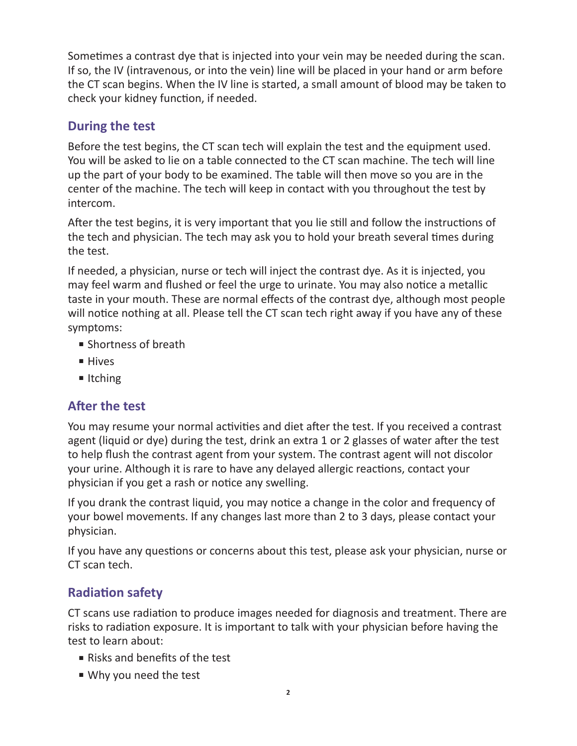Sometimes a contrast dye that is injected into your vein may be needed during the scan. If so, the IV (intravenous, or into the vein) line will be placed in your hand or arm before the CT scan begins. When the IV line is started, a small amount of blood may be taken to check your kidney function, if needed.

## During the test

Before the test begins, the CT scan tech will explain the test and the equipment used. You will be asked to lie on a table connected to the CT scan machine. The tech will line up the part of your body to be examined. The table will then move so you are in the center of the machine. The tech will keep in contact with you throughout the test by intercom.

After the test begins, it is very important that you lie still and follow the instructions of the tech and physician. The tech may ask you to hold your breath several times during the test.

If needed, a physician, nurse or tech will inject the contrast dye. As it is injected, you may feel warm and flushed or feel the urge to urinate. You may also notice a metallic taste in your mouth. These are normal effects of the contrast dye, although most people will notice nothing at all. Please tell the CT scan tech right away if you have any of these symptoms:

- Shortness of breath
- Hives
- Itching

## After the test

You may resume your normal activities and diet after the test. If you received a contrast agent (liquid or dye) during the test, drink an extra 1 or 2 glasses of water after the test to help flush the contrast agent from your system. The contrast agent will not discolor your urine. Although it is rare to have any delayed allergic reactions, contact your physician if you get a rash or notice any swelling.

If you drank the contrast liquid, you may notice a change in the color and frequency of your bowel movements. If any changes last more than 2 to 3 days, please contact your physician.

If you have any questions or concerns about this test, please ask your physician, nurse or CT scan tech.

## Radiation safety

CT scans use radiation to produce images needed for diagnosis and treatment. There are risks to radiation exposure. It is important to talk with your physician before having the test to learn about:

- Risks and benefits of the test
- Why you need the test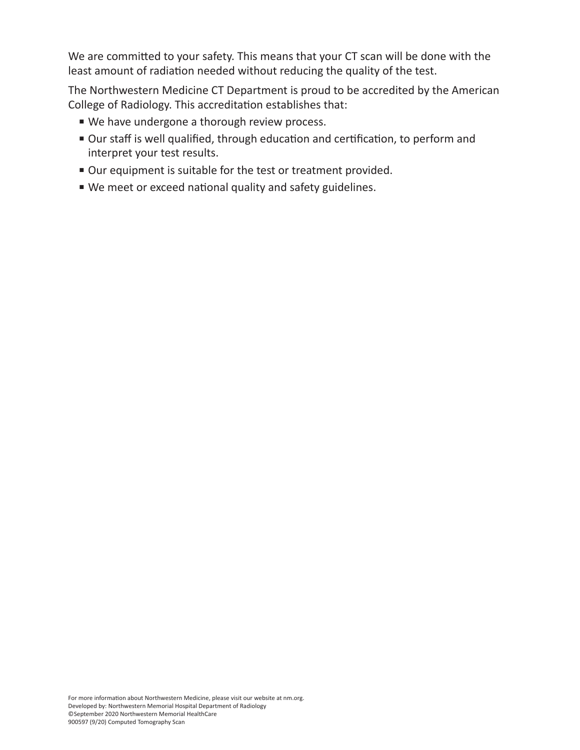We are committed to your safety. This means that your CT scan will be done with the least amount of radiation needed without reducing the quality of the test.

The Northwestern Medicine CT Department is proud to be accredited by the American College of Radiology. This accreditation establishes that:

- We have undergone a thorough review process.
- Our staff is well qualified, through education and certification, to perform and interpret your test results.
- Our equipment is suitable for the test or treatment provided.
- We meet or exceed national quality and safety guidelines.

For more information about Northwestern Medicine, please visit our website at nm.org.
Developed by: Northwestern Memorial Hospital Department of Radiology
©September 2020 Northwestern Memorial HealthCare
900597 (9/20) Computed Tomography Scan